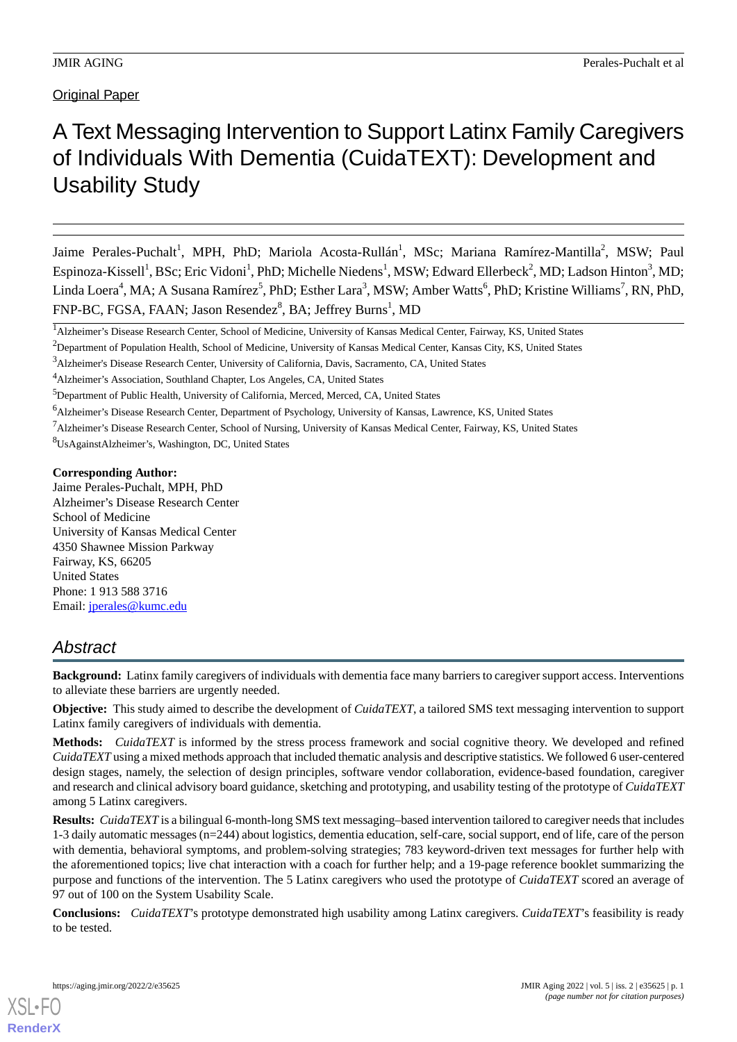Original Paper

# A Text Messaging Intervention to Support Latinx Family Caregivers of Individuals With Dementia (CuidaTEXT): Development and Usability Study

Jaime Perales-Puchalt[1], MPH, PhD; Mariola Acosta-Rullán[1], MSc; Mariana Ramírez-Mantilla[2], MSW; Paul Espinoza-Kissell[1], BSc; Eric Vidoni[1], PhD; Michelle Niedens[1], MSW; Edward Ellerbeck[2], MD; Ladson Hinton[3], MD; Linda Loera[4], MA; A Susana Ramírez[5], PhD; Esther Lara[3], MSW; Amber Watts[6], PhD; Kristine Williams[7], RN, PhD, FNP-BC, FGSA, FAAN; Jason Resendez[8], BA; Jeffrey Burns[1], MD

[1]Alzheimer's Disease Research Center, School of Medicine, University of Kansas Medical Center, Fairway, KS, United States

[2]Department of Population Health, School of Medicine, University of Kansas Medical Center, Kansas City, KS, United States

[3]Alzheimer's Disease Research Center, University of California, Davis, Sacramento, CA, United States

[4]Alzheimer's Association, Southland Chapter, Los Angeles, CA, United States

[5]Department of Public Health, University of California, Merced, Merced, CA, United States

[6]Alzheimer's Disease Research Center, Department of Psychology, University of Kansas, Lawrence, KS, United States

[7]Alzheimer's Disease Research Center, School of Nursing, University of Kansas Medical Center, Fairway, KS, United States

[8]UsAgainstAlzheimer's, Washington, DC, United States

**Corresponding Author:**
Jaime Perales-Puchalt, MPH, PhD
Alzheimer's Disease Research Center
School of Medicine
University of Kansas Medical Center
4350 Shawnee Mission Parkway
Fairway, KS, 66205
United States
Phone: 1 913 588 3716
Email: jperales@kumc.edu

## Abstract

**Background:** Latinx family caregivers of individuals with dementia face many barriers to caregiver support access. Interventions to alleviate these barriers are urgently needed.

**Objective:** This study aimed to describe the development of *CuidaTEXT*, a tailored SMS text messaging intervention to support Latinx family caregivers of individuals with dementia.

**Methods:** *CuidaTEXT* is informed by the stress process framework and social cognitive theory. We developed and refined *CuidaTEXT* using a mixed methods approach that included thematic analysis and descriptive statistics. We followed 6 user-centered design stages, namely, the selection of design principles, software vendor collaboration, evidence-based foundation, caregiver and research and clinical advisory board guidance, sketching and prototyping, and usability testing of the prototype of *CuidaTEXT* among 5 Latinx caregivers.

**Results:** *CuidaTEXT* is a bilingual 6-month-long SMS text messaging–based intervention tailored to caregiver needs that includes 1-3 daily automatic messages (n=244) about logistics, dementia education, self-care, social support, end of life, care of the person with dementia, behavioral symptoms, and problem-solving strategies; 783 keyword-driven text messages for further help with the aforementioned topics; live chat interaction with a coach for further help; and a 19-page reference booklet summarizing the purpose and functions of the intervention. The 5 Latinx caregivers who used the prototype of *CuidaTEXT* scored an average of 97 out of 100 on the System Usability Scale.

**Conclusions:** *CuidaTEXT*'s prototype demonstrated high usability among Latinx caregivers. *CuidaTEXT*'s feasibility is ready to be tested.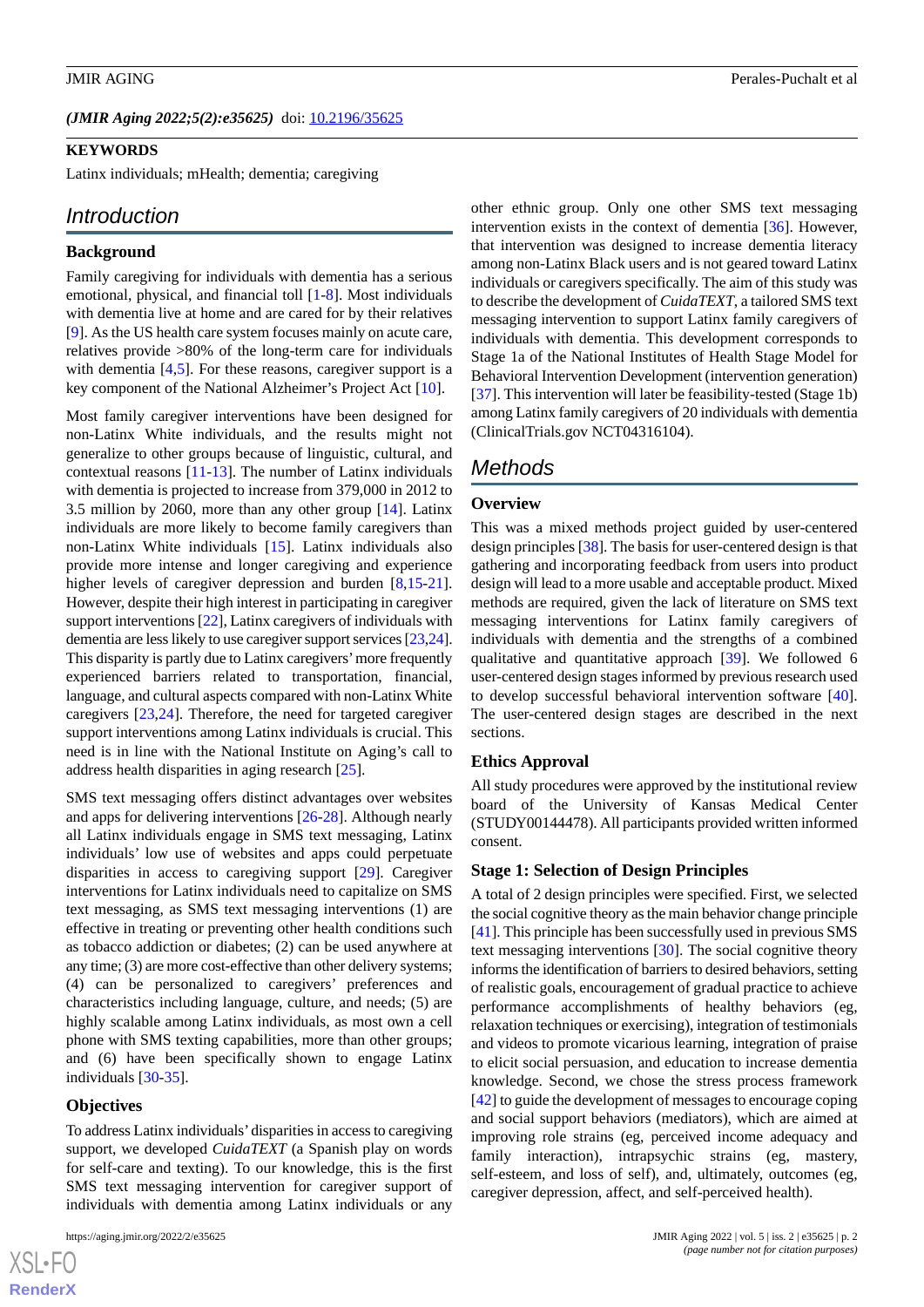(*JMIR Aging 2022;5(2):e35625*) doi: 10.2196/35625

**KEYWORDS**

Latinx individuals; mHealth; dementia; caregiving

## Introduction

### Background

Family caregiving for individuals with dementia has a serious emotional, physical, and financial toll [1-8]. Most individuals with dementia live at home and are cared for by their relatives [9]. As the US health care system focuses mainly on acute care, relatives provide >80% of the long-term care for individuals with dementia [4,5]. For these reasons, caregiver support is a key component of the National Alzheimer's Project Act [10].

Most family caregiver interventions have been designed for non-Latinx White individuals, and the results might not generalize to other groups because of linguistic, cultural, and contextual reasons [11-13]. The number of Latinx individuals with dementia is projected to increase from 379,000 in 2012 to 3.5 million by 2060, more than any other group [14]. Latinx individuals are more likely to become family caregivers than non-Latinx White individuals [15]. Latinx individuals also provide more intense and longer caregiving and experience higher levels of caregiver depression and burden [8,15-21]. However, despite their high interest in participating in caregiver support interventions [22], Latinx caregivers of individuals with dementia are less likely to use caregiver support services [23,24]. This disparity is partly due to Latinx caregivers' more frequently experienced barriers related to transportation, financial, language, and cultural aspects compared with non-Latinx White caregivers [23,24]. Therefore, the need for targeted caregiver support interventions among Latinx individuals is crucial. This need is in line with the National Institute on Aging's call to address health disparities in aging research [25].

SMS text messaging offers distinct advantages over websites and apps for delivering interventions [26-28]. Although nearly all Latinx individuals engage in SMS text messaging, Latinx individuals' low use of websites and apps could perpetuate disparities in access to caregiving support [29]. Caregiver interventions for Latinx individuals need to capitalize on SMS text messaging, as SMS text messaging interventions (1) are effective in treating or preventing other health conditions such as tobacco addiction or diabetes; (2) can be used anywhere at any time; (3) are more cost-effective than other delivery systems; (4) can be personalized to caregivers' preferences and characteristics including language, culture, and needs; (5) are highly scalable among Latinx individuals, as most own a cell phone with SMS texting capabilities, more than other groups; and (6) have been specifically shown to engage Latinx individuals [30-35].

### Objectives

To address Latinx individuals' disparities in access to caregiving support, we developed *CuidaTEXT* (a Spanish play on words for self-care and texting). To our knowledge, this is the first SMS text messaging intervention for caregiver support of individuals with dementia among Latinx individuals or any other ethnic group. Only one other SMS text messaging intervention exists in the context of dementia [36]. However, that intervention was designed to increase dementia literacy among non-Latinx Black users and is not geared toward Latinx individuals or caregivers specifically. The aim of this study was to describe the development of *CuidaTEXT*, a tailored SMS text messaging intervention to support Latinx family caregivers of individuals with dementia. This development corresponds to Stage 1a of the National Institutes of Health Stage Model for Behavioral Intervention Development (intervention generation) [37]. This intervention will later be feasibility-tested (Stage 1b) among Latinx family caregivers of 20 individuals with dementia (ClinicalTrials.gov NCT04316104).

## Methods

### Overview

This was a mixed methods project guided by user-centered design principles [38]. The basis for user-centered design is that gathering and incorporating feedback from users into product design will lead to a more usable and acceptable product. Mixed methods are required, given the lack of literature on SMS text messaging interventions for Latinx family caregivers of individuals with dementia and the strengths of a combined qualitative and quantitative approach [39]. We followed 6 user-centered design stages informed by previous research used to develop successful behavioral intervention software [40]. The user-centered design stages are described in the next sections.

### Ethics Approval

All study procedures were approved by the institutional review board of the University of Kansas Medical Center (STUDY00144478). All participants provided written informed consent.

### Stage 1: Selection of Design Principles

A total of 2 design principles were specified. First, we selected the social cognitive theory as the main behavior change principle [41]. This principle has been successfully used in previous SMS text messaging interventions [30]. The social cognitive theory informs the identification of barriers to desired behaviors, setting of realistic goals, encouragement of gradual practice to achieve performance accomplishments of healthy behaviors (eg, relaxation techniques or exercising), integration of testimonials and videos to promote vicarious learning, integration of praise to elicit social persuasion, and education to increase dementia knowledge. Second, we chose the stress process framework [42] to guide the development of messages to encourage coping and social support behaviors (mediators), which are aimed at improving role strains (eg, perceived income adequacy and family interaction), intrapsychic strains (eg, mastery, self-esteem, and loss of self), and, ultimately, outcomes (eg, caregiver depression, affect, and self-perceived health).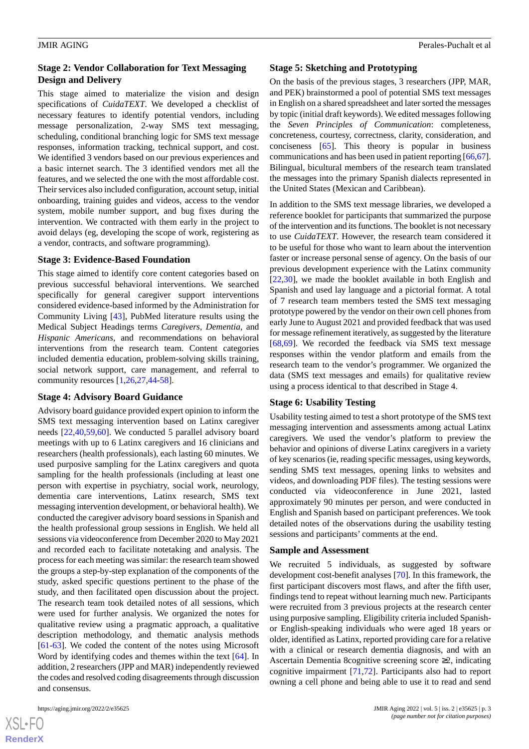### Stage 2: Vendor Collaboration for Text Messaging Design and Delivery

This stage aimed to materialize the vision and design specifications of *CuidaTEXT*. We developed a checklist of necessary features to identify potential vendors, including message personalization, 2-way SMS text messaging, scheduling, conditional branching logic for SMS text message responses, information tracking, technical support, and cost. We identified 3 vendors based on our previous experiences and a basic internet search. The 3 identified vendors met all the features, and we selected the one with the most affordable cost. Their services also included configuration, account setup, initial onboarding, training guides and videos, access to the vendor system, mobile number support, and bug fixes during the intervention. We contracted with them early in the project to avoid delays (eg, developing the scope of work, registering as a vendor, contracts, and software programming).

### Stage 3: Evidence-Based Foundation

This stage aimed to identify core content categories based on previous successful behavioral interventions. We searched specifically for general caregiver support interventions considered evidence-based informed by the Administration for Community Living [43], PubMed literature results using the Medical Subject Headings terms *Caregivers*, *Dementia*, and *Hispanic Americans*, and recommendations on behavioral interventions from the research team. Content categories included dementia education, problem-solving skills training, social network support, care management, and referral to community resources [1,26,27,44-58].

### Stage 4: Advisory Board Guidance

Advisory board guidance provided expert opinion to inform the SMS text messaging intervention based on Latinx caregiver needs [22,40,59,60]. We conducted 5 parallel advisory board meetings with up to 6 Latinx caregivers and 16 clinicians and researchers (health professionals), each lasting 60 minutes. We used purposive sampling for the Latinx caregivers and quota sampling for the health professionals (including at least one person with expertise in psychiatry, social work, neurology, dementia care interventions, Latinx research, SMS text messaging intervention development, or behavioral health). We conducted the caregiver advisory board sessions in Spanish and the health professional group sessions in English. We held all sessions via videoconference from December 2020 to May 2021 and recorded each to facilitate notetaking and analysis. The process for each meeting was similar: the research team showed the groups a step-by-step explanation of the components of the study, asked specific questions pertinent to the phase of the study, and then facilitated open discussion about the project. The research team took detailed notes of all sessions, which were used for further analysis. We organized the notes for qualitative review using a pragmatic approach, a qualitative description methodology, and thematic analysis methods [61-63]. We coded the content of the notes using Microsoft Word by identifying codes and themes within the text [64]. In addition, 2 researchers (JPP and MAR) independently reviewed the codes and resolved coding disagreements through discussion and consensus.

### Stage 5: Sketching and Prototyping

On the basis of the previous stages, 3 researchers (JPP, MAR, and PEK) brainstormed a pool of potential SMS text messages in English on a shared spreadsheet and later sorted the messages by topic (initial draft keywords). We edited messages following the *Seven Principles of Communication*: completeness, concreteness, courtesy, correctness, clarity, consideration, and conciseness [65]. This theory is popular in business communications and has been used in patient reporting [66,67]. Bilingual, bicultural members of the research team translated the messages into the primary Spanish dialects represented in the United States (Mexican and Caribbean).

In addition to the SMS text message libraries, we developed a reference booklet for participants that summarized the purpose of the intervention and its functions. The booklet is not necessary to use *CuidaTEXT*. However, the research team considered it to be useful for those who want to learn about the intervention faster or increase personal sense of agency. On the basis of our previous development experience with the Latinx community [22,30], we made the booklet available in both English and Spanish and used lay language and a pictorial format. A total of 7 research team members tested the SMS text messaging prototype powered by the vendor on their own cell phones from early June to August 2021 and provided feedback that was used for message refinement iteratively, as suggested by the literature [68,69]. We recorded the feedback via SMS text message responses within the vendor platform and emails from the research team to the vendor's programmer. We organized the data (SMS text messages and emails) for qualitative review using a process identical to that described in Stage 4.

### Stage 6: Usability Testing

Usability testing aimed to test a short prototype of the SMS text messaging intervention and assessments among actual Latinx caregivers. We used the vendor's platform to preview the behavior and opinions of diverse Latinx caregivers in a variety of key scenarios (ie, reading specific messages, using keywords, sending SMS text messages, opening links to websites and videos, and downloading PDF files). The testing sessions were conducted via videoconference in June 2021, lasted approximately 90 minutes per person, and were conducted in English and Spanish based on participant preferences. We took detailed notes of the observations during the usability testing sessions and participants' comments at the end.

### Sample and Assessment

We recruited 5 individuals, as suggested by software development cost-benefit analyses [70]. In this framework, the first participant discovers most flaws, and after the fifth user, findings tend to repeat without learning much new. Participants were recruited from 3 previous projects at the research center using purposive sampling. Eligibility criteria included Spanish- or English-speaking individuals who were aged 18 years or older, identified as Latinx, reported providing care for a relative with a clinical or research dementia diagnosis, and with an Ascertain Dementia 8cognitive screening score ≥2, indicating cognitive impairment [71,72]. Participants also had to report owning a cell phone and being able to use it to read and send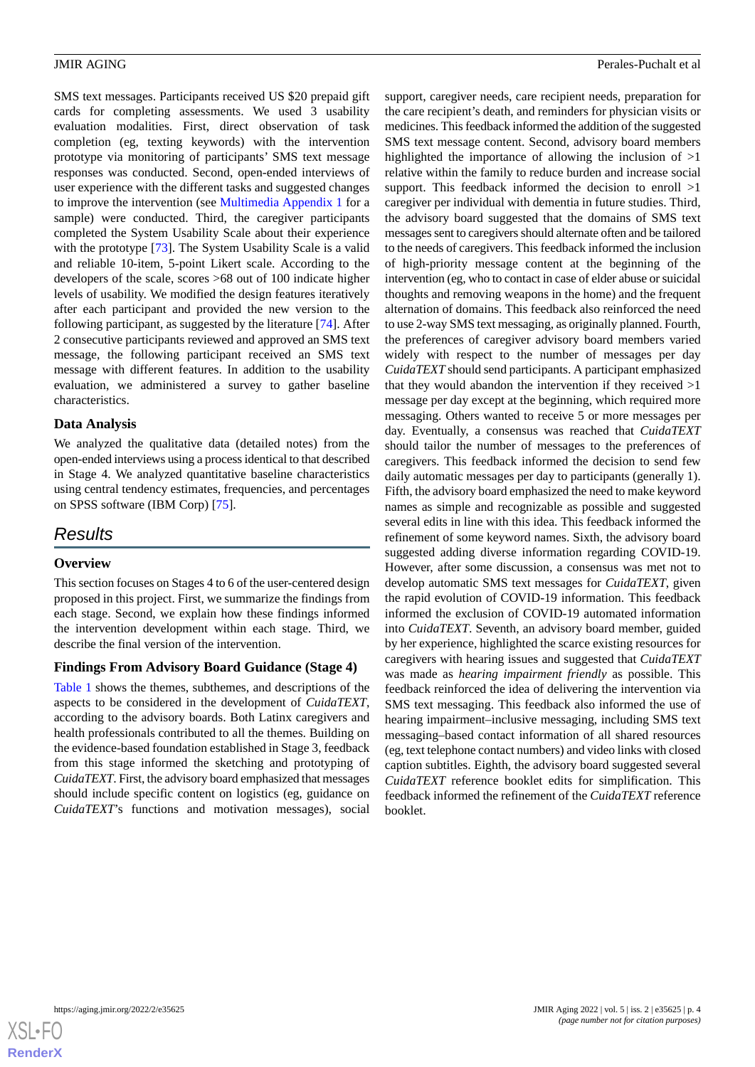SMS text messages. Participants received US $20 prepaid gift cards for completing assessments. We used 3 usability evaluation modalities. First, direct observation of task completion (eg, texting keywords) with the intervention prototype via monitoring of participants' SMS text message responses was conducted. Second, open-ended interviews of user experience with the different tasks and suggested changes to improve the intervention (see Multimedia Appendix 1 for a sample) were conducted. Third, the caregiver participants completed the System Usability Scale about their experience with the prototype [73]. The System Usability Scale is a valid and reliable 10-item, 5-point Likert scale. According to the developers of the scale, scores >68 out of 100 indicate higher levels of usability. We modified the design features iteratively after each participant and provided the new version to the following participant, as suggested by the literature [74]. After 2 consecutive participants reviewed and approved an SMS text message, the following participant received an SMS text message with different features. In addition to the usability evaluation, we administered a survey to gather baseline characteristics.

### Data Analysis

We analyzed the qualitative data (detailed notes) from the open-ended interviews using a process identical to that described in Stage 4. We analyzed quantitative baseline characteristics using central tendency estimates, frequencies, and percentages on SPSS software (IBM Corp) [75].

## Results

### Overview

This section focuses on Stages 4 to 6 of the user-centered design proposed in this project. First, we summarize the findings from each stage. Second, we explain how these findings informed the intervention development within each stage. Third, we describe the final version of the intervention.

### Findings From Advisory Board Guidance (Stage 4)

Table 1 shows the themes, subthemes, and descriptions of the aspects to be considered in the development of *CuidaTEXT*, according to the advisory boards. Both Latinx caregivers and health professionals contributed to all the themes. Building on the evidence-based foundation established in Stage 3, feedback from this stage informed the sketching and prototyping of *CuidaTEXT*. First, the advisory board emphasized that messages should include specific content on logistics (eg, guidance on *CuidaTEXT*'s functions and motivation messages), social support, caregiver needs, care recipient needs, preparation for the care recipient's death, and reminders for physician visits or medicines. This feedback informed the addition of the suggested SMS text message content. Second, advisory board members highlighted the importance of allowing the inclusion of >1 relative within the family to reduce burden and increase social support. This feedback informed the decision to enroll >1 caregiver per individual with dementia in future studies. Third, the advisory board suggested that the domains of SMS text messages sent to caregivers should alternate often and be tailored to the needs of caregivers. This feedback informed the inclusion of high-priority message content at the beginning of the intervention (eg, who to contact in case of elder abuse or suicidal thoughts and removing weapons in the home) and the frequent alternation of domains. This feedback also reinforced the need to use 2-way SMS text messaging, as originally planned. Fourth, the preferences of caregiver advisory board members varied widely with respect to the number of messages per day *CuidaTEXT* should send participants. A participant emphasized that they would abandon the intervention if they received >1 message per day except at the beginning, which required more messaging. Others wanted to receive 5 or more messages per day. Eventually, a consensus was reached that *CuidaTEXT* should tailor the number of messages to the preferences of caregivers. This feedback informed the decision to send few daily automatic messages per day to participants (generally 1). Fifth, the advisory board emphasized the need to make keyword names as simple and recognizable as possible and suggested several edits in line with this idea. This feedback informed the refinement of some keyword names. Sixth, the advisory board suggested adding diverse information regarding COVID-19. However, after some discussion, a consensus was met not to develop automatic SMS text messages for *CuidaTEXT*, given the rapid evolution of COVID-19 information. This feedback informed the exclusion of COVID-19 automated information into *CuidaTEXT*. Seventh, an advisory board member, guided by her experience, highlighted the scarce existing resources for caregivers with hearing issues and suggested that *CuidaTEXT* was made as *hearing impairment friendly* as possible. This feedback reinforced the idea of delivering the intervention via SMS text messaging. This feedback also informed the use of hearing impairment–inclusive messaging, including SMS text messaging–based contact information of all shared resources (eg, text telephone contact numbers) and video links with closed caption subtitles. Eighth, the advisory board suggested several *CuidaTEXT* reference booklet edits for simplification. This feedback informed the refinement of the *CuidaTEXT* reference booklet.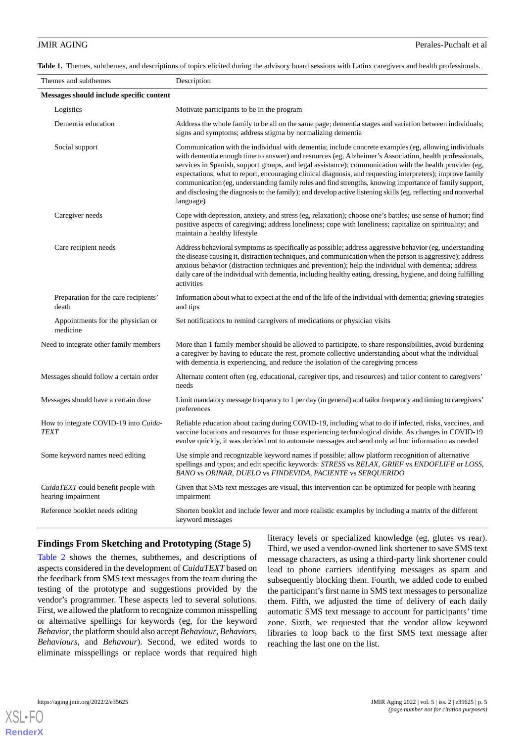**Table 1.** Themes, subthemes, and descriptions of topics elicited during the advisory board sessions with Latinx caregivers and health professionals.

| Themes and subthemes | Description |
|---|---|
| **Messages should include specific content** | |
| Logistics | Motivate participants to be in the program |
| Dementia education | Address the whole family to be all on the same page; dementia stages and variation between individuals; signs and symptoms; address stigma by normalizing dementia |
| Social support | Communication with the individual with dementia; include concrete examples (eg, allowing individuals with dementia enough time to answer) and resources (eg, Alzheimer's Association, health professionals, services in Spanish, support groups, and legal assistance); communication with the health provider (eg, expectations, what to report, encouraging clinical diagnosis, and requesting interpreters); improve family communication (eg, understanding family roles and find strengths, knowing importance of family support, and disclosing the diagnosis to the family); and develop active listening skills (eg, reflecting and nonverbal language) |
| Caregiver needs | Cope with depression, anxiety, and stress (eg, relaxation); choose one's battles; use sense of humor; find positive aspects of caregiving; address loneliness; cope with loneliness; capitalize on spirituality; and maintain a healthy lifestyle |
| Care recipient needs | Address behavioral symptoms as specifically as possible; address aggressive behavior (eg, understanding the disease causing it, distraction techniques, and communication when the person is aggressive); address anxious behavior (distraction techniques and prevention); help the individual with dementia; address daily care of the individual with dementia, including healthy eating, dressing, hygiene, and doing fulfilling activities |
| Preparation for the care recipients' death | Information about what to expect at the end of the life of the individual with dementia; grieving strategies and tips |
| Appointments for the physician or medicine | Set notifications to remind caregivers of medications or physician visits |
| Need to integrate other family members | More than 1 family member should be allowed to participate, to share responsibilities, avoid burdening a caregiver by having to educate the rest, promote collective understanding about what the individual with dementia is experiencing, and reduce the isolation of the caregiving process |
| Messages should follow a certain order | Alternate content often (eg, educational, caregiver tips, and resources) and tailor content to caregivers' needs |
| Messages should have a certain dose | Limit mandatory message frequency to 1 per day (in general) and tailor frequency and timing to caregivers' preferences |
| How to integrate COVID-19 into *CuidaTEXT* | Reliable education about caring during COVID-19, including what to do if infected, risks, vaccines, and vaccine locations and resources for those experiencing technological divide. As changes in COVID-19 evolve quickly, it was decided not to automate messages and send only ad hoc information as needed |
| Some keyword names need editing | Use simple and recognizable keyword names if possible; allow platform recognition of alternative spellings and typos; and edit specific keywords: *STRESS* vs *RELAX*, *GRIEF* vs *ENDOFLIFE* or *LOSS*, *BANO* vs *ORINAR*, *DUELO* vs *FINDEVIDA*, *PACIENTE* vs *SERQUERIDO* |
| *CuidaTEXT* could benefit people with hearing impairment | Given that SMS text messages are visual, this intervention can be optimized for people with hearing impairment |
| Reference booklet needs editing | Shorten booklet and include fewer and more realistic examples by including a matrix of the different keyword messages |

### Findings From Sketching and Prototyping (Stage 5)

Table 2 shows the themes, subthemes, and descriptions of aspects considered in the development of *CuidaTEXT* based on the feedback from SMS text messages from the team during the testing of the prototype and suggestions provided by the vendor's programmer. These aspects led to several solutions. First, we allowed the platform to recognize common misspelling or alternative spellings for keywords (eg, for the keyword *Behavior*, the platform should also accept *Behaviour*, *Behaviors*, *Behaviours*, and *Behavour*). Second, we edited words to eliminate misspellings or replace words that required high literacy levels or specialized knowledge (eg, glutes vs rear). Third, we used a vendor-owned link shortener to save SMS text message characters, as using a third-party link shortener could lead to phone carriers identifying messages as spam and subsequently blocking them. Fourth, we added code to embed the participant's first name in SMS text messages to personalize them. Fifth, we adjusted the time of delivery of each daily automatic SMS text message to account for participants' time zone. Sixth, we requested that the vendor allow keyword libraries to loop back to the first SMS text message after reaching the last one on the list.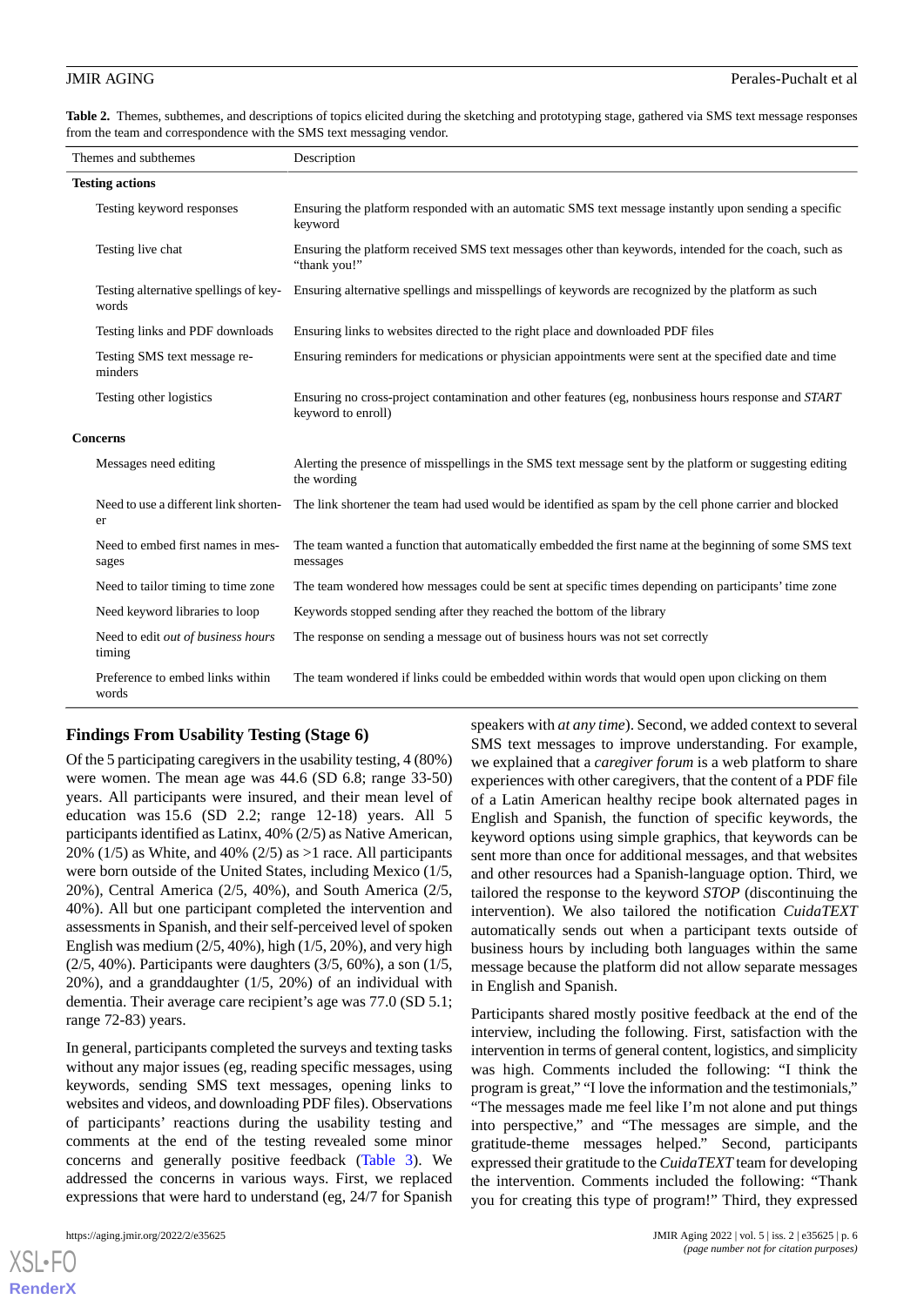**Table 2.** Themes, subthemes, and descriptions of topics elicited during the sketching and prototyping stage, gathered via SMS text message responses from the team and correspondence with the SMS text messaging vendor.

| Themes and subthemes | Description |
|---|---|
| **Testing actions** | |
| Testing keyword responses | Ensuring the platform responded with an automatic SMS text message instantly upon sending a specific keyword |
| Testing live chat | Ensuring the platform received SMS text messages other than keywords, intended for the coach, such as "thank you!" |
| Testing alternative spellings of keywords | Ensuring alternative spellings and misspellings of keywords are recognized by the platform as such |
| Testing links and PDF downloads | Ensuring links to websites directed to the right place and downloaded PDF files |
| Testing SMS text message reminders | Ensuring reminders for medications or physician appointments were sent at the specified date and time |
| Testing other logistics | Ensuring no cross-project contamination and other features (eg, nonbusiness hours response and *START* keyword to enroll) |
| **Concerns** | |
| Messages need editing | Alerting the presence of misspellings in the SMS text message sent by the platform or suggesting editing the wording |
| Need to use a different link shortener | The link shortener the team had used would be identified as spam by the cell phone carrier and blocked |
| Need to embed first names in messages | The team wanted a function that automatically embedded the first name at the beginning of some SMS text messages |
| Need to tailor timing to time zone | The team wondered how messages could be sent at specific times depending on participants' time zone |
| Need keyword libraries to loop | Keywords stopped sending after they reached the bottom of the library |
| Need to edit *out of business hours* timing | The response on sending a message out of business hours was not set correctly |
| Preference to embed links within words | The team wondered if links could be embedded within words that would open upon clicking on them |

## Findings From Usability Testing (Stage 6)

Of the 5 participating caregivers in the usability testing, 4 (80%) were women. The mean age was 44.6 (SD 6.8; range 33-50) years. All participants were insured, and their mean level of education was 15.6 (SD 2.2; range 12-18) years. All 5 participants identified as Latinx, 40% (2/5) as Native American, 20% (1/5) as White, and 40% (2/5) as >1 race. All participants were born outside of the United States, including Mexico (1/5, 20%), Central America (2/5, 40%), and South America (2/5, 40%). All but one participant completed the intervention and assessments in Spanish, and their self-perceived level of spoken English was medium (2/5, 40%), high (1/5, 20%), and very high (2/5, 40%). Participants were daughters (3/5, 60%), a son (1/5, 20%), and a granddaughter (1/5, 20%) of an individual with dementia. Their average care recipient's age was 77.0 (SD 5.1; range 72-83) years.

In general, participants completed the surveys and texting tasks without any major issues (eg, reading specific messages, using keywords, sending SMS text messages, opening links to websites and videos, and downloading PDF files). Observations of participants' reactions during the usability testing and comments at the end of the testing revealed some minor concerns and generally positive feedback (Table 3). We addressed the concerns in various ways. First, we replaced expressions that were hard to understand (eg, 24/7 for Spanish speakers with *at any time*). Second, we added context to several SMS text messages to improve understanding. For example, we explained that a *caregiver forum* is a web platform to share experiences with other caregivers, that the content of a PDF file of a Latin American healthy recipe book alternated pages in English and Spanish, the function of specific keywords, the keyword options using simple graphics, that keywords can be sent more than once for additional messages, and that websites and other resources had a Spanish-language option. Third, we tailored the response to the keyword *STOP* (discontinuing the intervention). We also tailored the notification *CuidaTEXT* automatically sends out when a participant texts outside of business hours by including both languages within the same message because the platform did not allow separate messages in English and Spanish.

Participants shared mostly positive feedback at the end of the interview, including the following. First, satisfaction with the intervention in terms of general content, logistics, and simplicity was high. Comments included the following: "I think the program is great," "I love the information and the testimonials," "The messages made me feel like I'm not alone and put things into perspective," and "The messages are simple, and the gratitude-theme messages helped." Second, participants expressed their gratitude to the *CuidaTEXT* team for developing the intervention. Comments included the following: "Thank you for creating this type of program!" Third, they expressed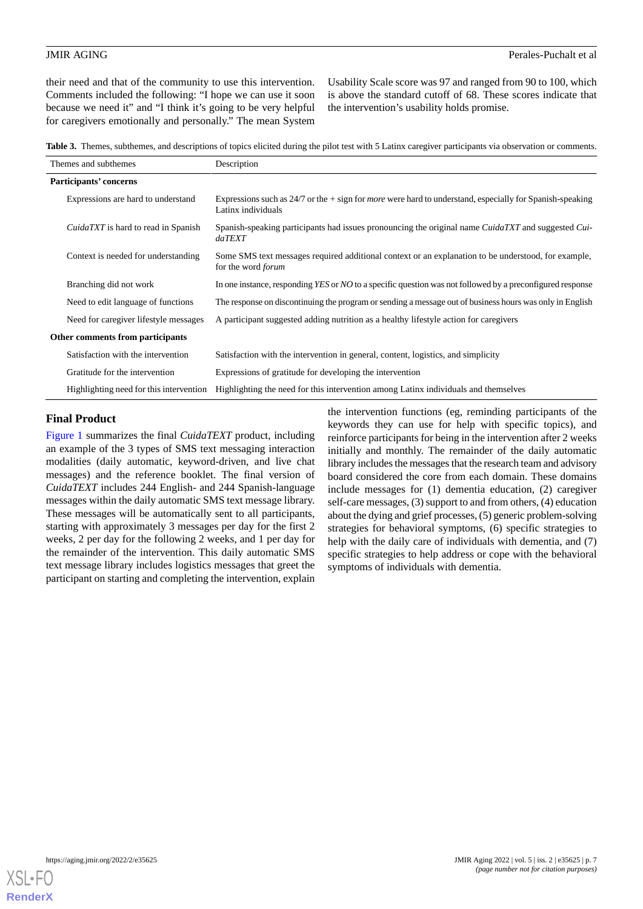their need and that of the community to use this intervention. Comments included the following: "I hope we can use it soon because we need it" and "I think it's going to be very helpful for caregivers emotionally and personally." The mean System Usability Scale score was 97 and ranged from 90 to 100, which is above the standard cutoff of 68. These scores indicate that the intervention's usability holds promise.

**Table 3.** Themes, subthemes, and descriptions of topics elicited during the pilot test with 5 Latinx caregiver participants via observation or comments.

| Themes and subthemes | Description |
|---|---|
| **Participants' concerns** | |
| Expressions are hard to understand | Expressions such as 24/7 or the + sign for *more* were hard to understand, especially for Spanish-speaking Latinx individuals |
| *CuidaTXT* is hard to read in Spanish | Spanish-speaking participants had issues pronouncing the original name *CuidaTXT* and suggested *CuidaTEXT* |
| Context is needed for understanding | Some SMS text messages required additional context or an explanation to be understood, for example, for the word *forum* |
| Branching did not work | In one instance, responding *YES* or *NO* to a specific question was not followed by a preconfigured response |
| Need to edit language of functions | The response on discontinuing the program or sending a message out of business hours was only in English |
| Need for caregiver lifestyle messages | A participant suggested adding nutrition as a healthy lifestyle action for caregivers |
| **Other comments from participants** | |
| Satisfaction with the intervention | Satisfaction with the intervention in general, content, logistics, and simplicity |
| Gratitude for the intervention | Expressions of gratitude for developing the intervention |
| Highlighting need for this intervention | Highlighting the need for this intervention among Latinx individuals and themselves |

## Final Product

Figure 1 summarizes the final *CuidaTEXT* product, including an example of the 3 types of SMS text messaging interaction modalities (daily automatic, keyword-driven, and live chat messages) and the reference booklet. The final version of *CuidaTEXT* includes 244 English- and 244 Spanish-language messages within the daily automatic SMS text message library. These messages will be automatically sent to all participants, starting with approximately 3 messages per day for the first 2 weeks, 2 per day for the following 2 weeks, and 1 per day for the remainder of the intervention. This daily automatic SMS text message library includes logistics messages that greet the participant on starting and completing the intervention, explain the intervention functions (eg, reminding participants of the keywords they can use for help with specific topics), and reinforce participants for being in the intervention after 2 weeks initially and monthly. The remainder of the daily automatic library includes the messages that the research team and advisory board considered the core from each domain. These domains include messages for (1) dementia education, (2) caregiver self-care messages, (3) support to and from others, (4) education about the dying and grief processes, (5) generic problem-solving strategies for behavioral symptoms, (6) specific strategies to help with the daily care of individuals with dementia, and (7) specific strategies to help address or cope with the behavioral symptoms of individuals with dementia.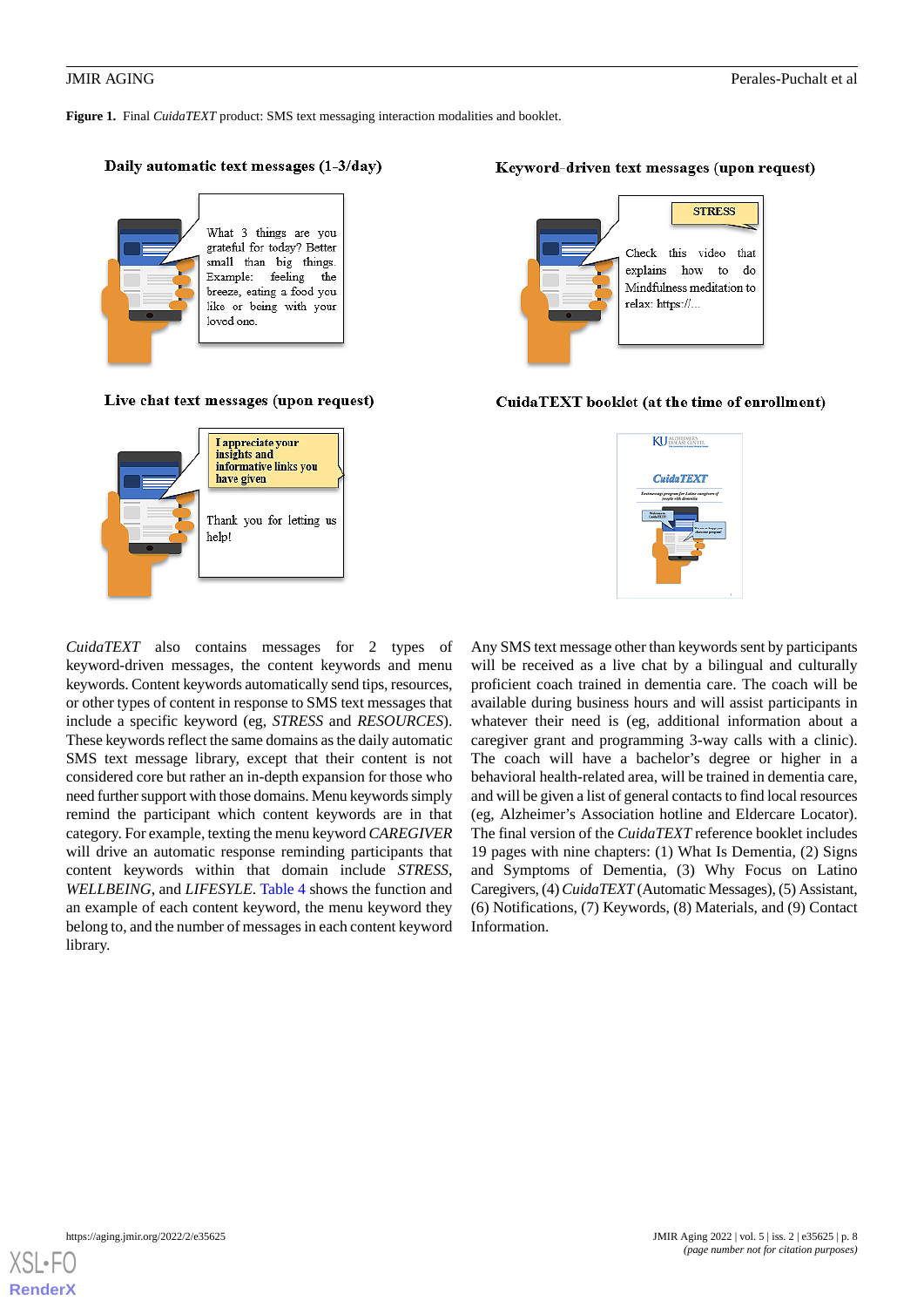**Figure 1.** Final *CuidaTEXT* product: SMS text messaging interaction modalities and booklet.

*CuidaTEXT* also contains messages for 2 types of keyword-driven messages, the content keywords and menu keywords. Content keywords automatically send tips, resources, or other types of content in response to SMS text messages that include a specific keyword (eg, *STRESS* and *RESOURCES*). These keywords reflect the same domains as the daily automatic SMS text message library, except that their content is not considered core but rather an in-depth expansion for those who need further support with those domains. Menu keywords simply remind the participant which content keywords are in that category. For example, texting the menu keyword *CAREGIVER* will drive an automatic response reminding participants that content keywords within that domain include *STRESS*, *WELLBEING*, and *LIFESYLE*. Table 4 shows the function and an example of each content keyword, the menu keyword they belong to, and the number of messages in each content keyword library.

Any SMS text message other than keywords sent by participants will be received as a live chat by a bilingual and culturally proficient coach trained in dementia care. The coach will be available during business hours and will assist participants in whatever their need is (eg, additional information about a caregiver grant and programming 3-way calls with a clinic). The coach will have a bachelor's degree or higher in a behavioral health-related area, will be trained in dementia care, and will be given a list of general contacts to find local resources (eg, Alzheimer's Association hotline and Eldercare Locator). The final version of the *CuidaTEXT* reference booklet includes 19 pages with nine chapters: (1) What Is Dementia, (2) Signs and Symptoms of Dementia, (3) Why Focus on Latino Caregivers, (4) *CuidaTEXT* (Automatic Messages), (5) Assistant, (6) Notifications, (7) Keywords, (8) Materials, and (9) Contact Information.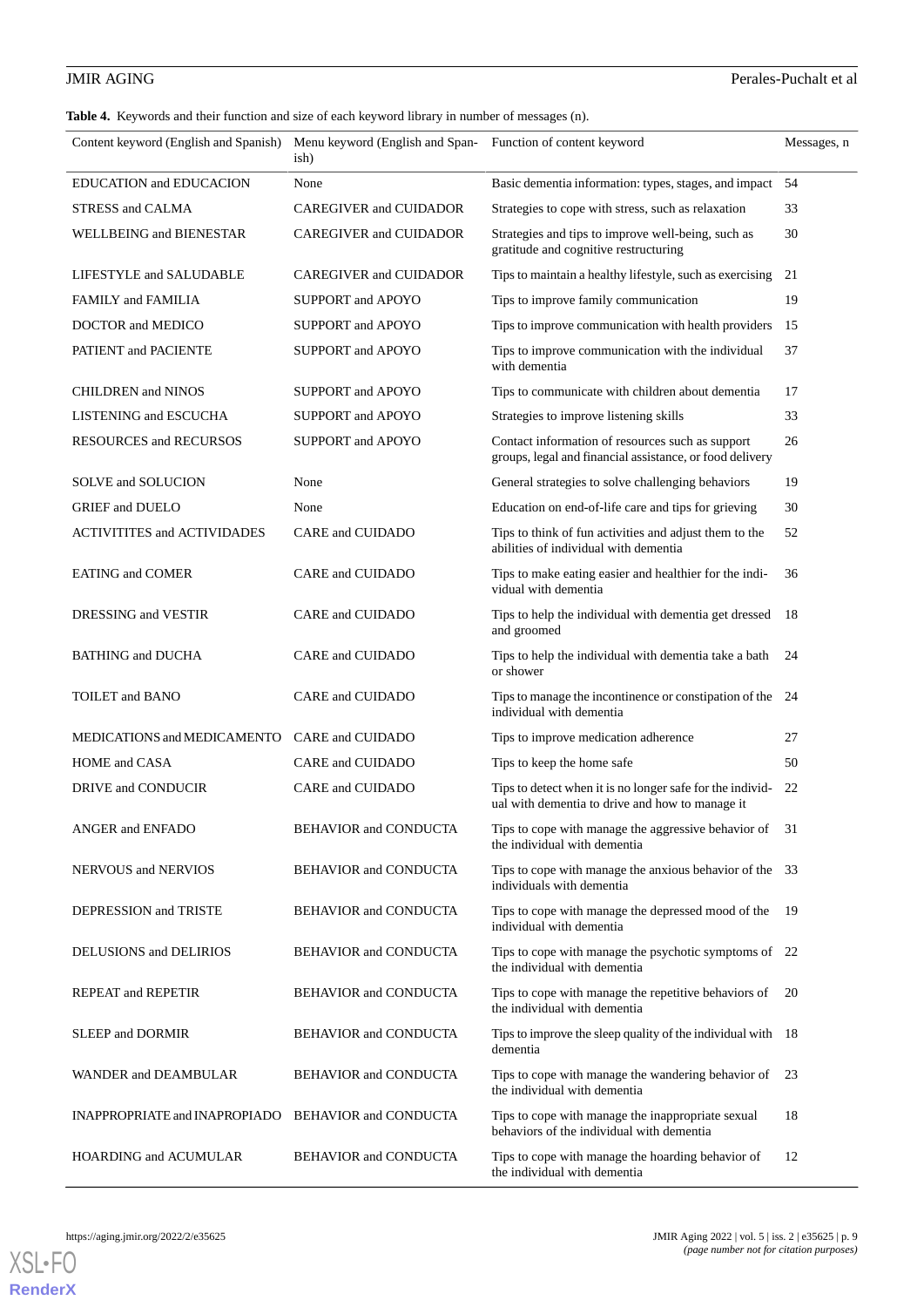**Table 4.** Keywords and their function and size of each keyword library in number of messages (n).

| Content keyword (English and Spanish) | Menu keyword (English and Spanish) | Function of content keyword | Messages, n |
|---|---|---|---|
| EDUCATION and EDUCACION | None | Basic dementia information: types, stages, and impact | 54 |
| STRESS and CALMA | CAREGIVER and CUIDADOR | Strategies to cope with stress, such as relaxation | 33 |
| WELLBEING and BIENESTAR | CAREGIVER and CUIDADOR | Strategies and tips to improve well-being, such as gratitude and cognitive restructuring | 30 |
| LIFESTYLE and SALUDABLE | CAREGIVER and CUIDADOR | Tips to maintain a healthy lifestyle, such as exercising | 21 |
| FAMILY and FAMILIA | SUPPORT and APOYO | Tips to improve family communication | 19 |
| DOCTOR and MEDICO | SUPPORT and APOYO | Tips to improve communication with health providers | 15 |
| PATIENT and PACIENTE | SUPPORT and APOYO | Tips to improve communication with the individual with dementia | 37 |
| CHILDREN and NINOS | SUPPORT and APOYO | Tips to communicate with children about dementia | 17 |
| LISTENING and ESCUCHA | SUPPORT and APOYO | Strategies to improve listening skills | 33 |
| RESOURCES and RECURSOS | SUPPORT and APOYO | Contact information of resources such as support groups, legal and financial assistance, or food delivery | 26 |
| SOLVE and SOLUCION | None | General strategies to solve challenging behaviors | 19 |
| GRIEF and DUELO | None | Education on end-of-life care and tips for grieving | 30 |
| ACTIVITITES and ACTIVIDADES | CARE and CUIDADO | Tips to think of fun activities and adjust them to the abilities of individual with dementia | 52 |
| EATING and COMER | CARE and CUIDADO | Tips to make eating easier and healthier for the individual with dementia | 36 |
| DRESSING and VESTIR | CARE and CUIDADO | Tips to help the individual with dementia get dressed and groomed | 18 |
| BATHING and DUCHA | CARE and CUIDADO | Tips to help the individual with dementia take a bath or shower | 24 |
| TOILET and BANO | CARE and CUIDADO | Tips to manage the incontinence or constipation of the individual with dementia | 24 |
| MEDICATIONS and MEDICAMENTO | CARE and CUIDADO | Tips to improve medication adherence | 27 |
| HOME and CASA | CARE and CUIDADO | Tips to keep the home safe | 50 |
| DRIVE and CONDUCIR | CARE and CUIDADO | Tips to detect when it is no longer safe for the individual with dementia to drive and how to manage it | 22 |
| ANGER and ENFADO | BEHAVIOR and CONDUCTA | Tips to cope with manage the aggressive behavior of the individual with dementia | 31 |
| NERVOUS and NERVIOS | BEHAVIOR and CONDUCTA | Tips to cope with manage the anxious behavior of the individuals with dementia | 33 |
| DEPRESSION and TRISTE | BEHAVIOR and CONDUCTA | Tips to cope with manage the depressed mood of the individual with dementia | 19 |
| DELUSIONS and DELIRIOS | BEHAVIOR and CONDUCTA | Tips to cope with manage the psychotic symptoms of the individual with dementia | 22 |
| REPEAT and REPETIR | BEHAVIOR and CONDUCTA | Tips to cope with manage the repetitive behaviors of the individual with dementia | 20 |
| SLEEP and DORMIR | BEHAVIOR and CONDUCTA | Tips to improve the sleep quality of the individual with dementia | 18 |
| WANDER and DEAMBULAR | BEHAVIOR and CONDUCTA | Tips to cope with manage the wandering behavior of the individual with dementia | 23 |
| INAPPROPRIATE and INAPROPIADO | BEHAVIOR and CONDUCTA | Tips to cope with manage the inappropriate sexual behaviors of the individual with dementia | 18 |
| HOARDING and ACUMULAR | BEHAVIOR and CONDUCTA | Tips to cope with manage the hoarding behavior of the individual with dementia | 12 |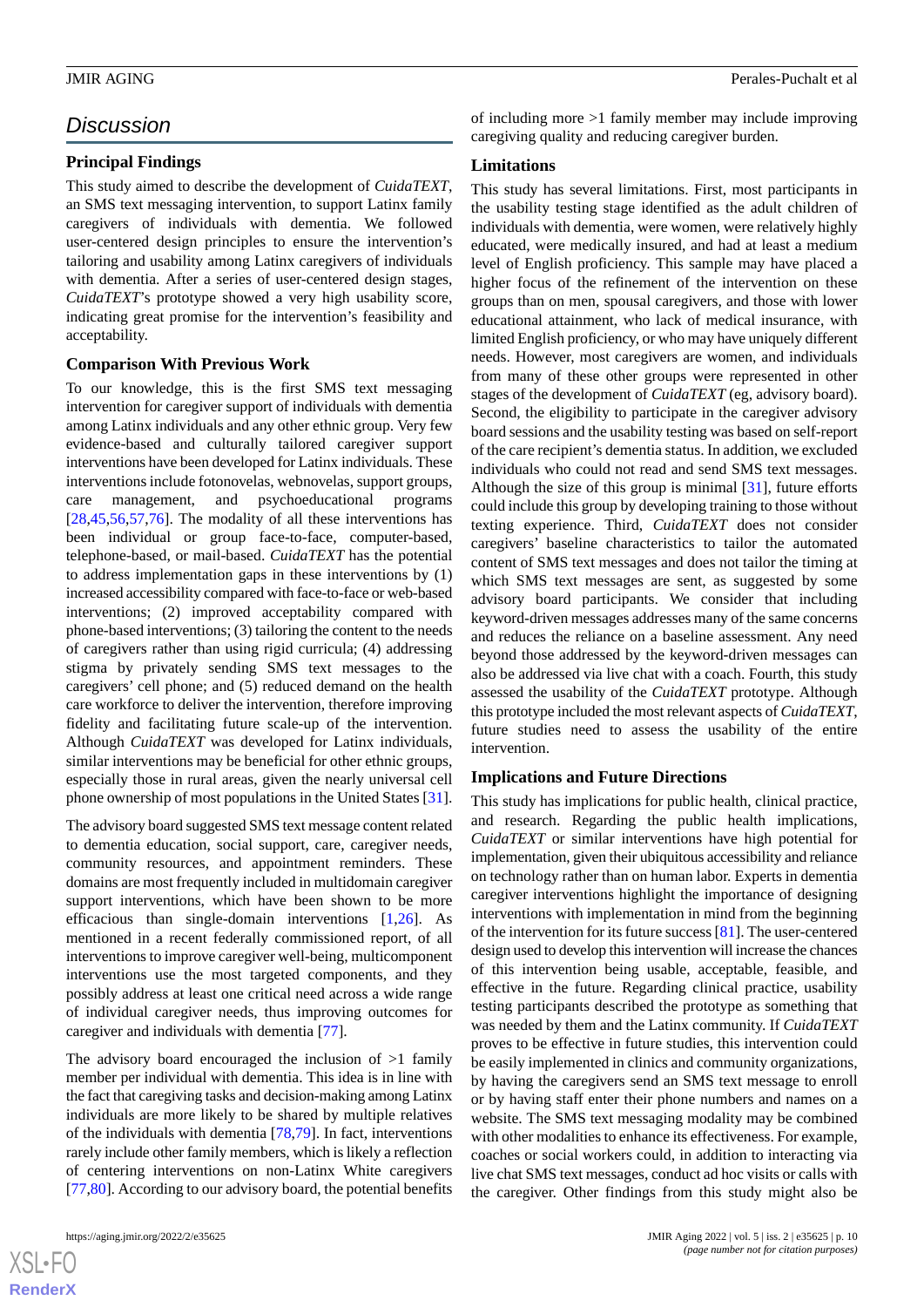## Discussion

### Principal Findings

This study aimed to describe the development of *CuidaTEXT*, an SMS text messaging intervention, to support Latinx family caregivers of individuals with dementia. We followed user-centered design principles to ensure the intervention's tailoring and usability among Latinx caregivers of individuals with dementia. After a series of user-centered design stages, *CuidaTEXT*'s prototype showed a very high usability score, indicating great promise for the intervention's feasibility and acceptability.

### Comparison With Previous Work

To our knowledge, this is the first SMS text messaging intervention for caregiver support of individuals with dementia among Latinx individuals and any other ethnic group. Very few evidence-based and culturally tailored caregiver support interventions have been developed for Latinx individuals. These interventions include fotonovelas, webnovelas, support groups, care management, and psychoeducational programs [28,45,56,57,76]. The modality of all these interventions has been individual or group face-to-face, computer-based, telephone-based, or mail-based. *CuidaTEXT* has the potential to address implementation gaps in these interventions by (1) increased accessibility compared with face-to-face or web-based interventions; (2) improved acceptability compared with phone-based interventions; (3) tailoring the content to the needs of caregivers rather than using rigid curricula; (4) addressing stigma by privately sending SMS text messages to the caregivers' cell phone; and (5) reduced demand on the health care workforce to deliver the intervention, therefore improving fidelity and facilitating future scale-up of the intervention. Although *CuidaTEXT* was developed for Latinx individuals, similar interventions may be beneficial for other ethnic groups, especially those in rural areas, given the nearly universal cell phone ownership of most populations in the United States [31].

The advisory board suggested SMS text message content related to dementia education, social support, care, caregiver needs, community resources, and appointment reminders. These domains are most frequently included in multidomain caregiver support interventions, which have been shown to be more efficacious than single-domain interventions [1,26]. As mentioned in a recent federally commissioned report, of all interventions to improve caregiver well-being, multicomponent interventions use the most targeted components, and they possibly address at least one critical need across a wide range of individual caregiver needs, thus improving outcomes for caregiver and individuals with dementia [77].

The advisory board encouraged the inclusion of >1 family member per individual with dementia. This idea is in line with the fact that caregiving tasks and decision-making among Latinx individuals are more likely to be shared by multiple relatives of the individuals with dementia [78,79]. In fact, interventions rarely include other family members, which is likely a reflection of centering interventions on non-Latinx White caregivers [77,80]. According to our advisory board, the potential benefits of including more >1 family member may include improving caregiving quality and reducing caregiver burden.

### Limitations

This study has several limitations. First, most participants in the usability testing stage identified as the adult children of individuals with dementia, were women, were relatively highly educated, were medically insured, and had at least a medium level of English proficiency. This sample may have placed a higher focus of the refinement of the intervention on these groups than on men, spousal caregivers, and those with lower educational attainment, who lack of medical insurance, with limited English proficiency, or who may have uniquely different needs. However, most caregivers are women, and individuals from many of these other groups were represented in other stages of the development of *CuidaTEXT* (eg, advisory board). Second, the eligibility to participate in the caregiver advisory board sessions and the usability testing was based on self-report of the care recipient's dementia status. In addition, we excluded individuals who could not read and send SMS text messages. Although the size of this group is minimal [31], future efforts could include this group by developing training to those without texting experience. Third, *CuidaTEXT* does not consider caregivers' baseline characteristics to tailor the automated content of SMS text messages and does not tailor the timing at which SMS text messages are sent, as suggested by some advisory board participants. We consider that including keyword-driven messages addresses many of the same concerns and reduces the reliance on a baseline assessment. Any need beyond those addressed by the keyword-driven messages can also be addressed via live chat with a coach. Fourth, this study assessed the usability of the *CuidaTEXT* prototype. Although this prototype included the most relevant aspects of *CuidaTEXT*, future studies need to assess the usability of the entire intervention.

### Implications and Future Directions

This study has implications for public health, clinical practice, and research. Regarding the public health implications, *CuidaTEXT* or similar interventions have high potential for implementation, given their ubiquitous accessibility and reliance on technology rather than on human labor. Experts in dementia caregiver interventions highlight the importance of designing interventions with implementation in mind from the beginning of the intervention for its future success [81]. The user-centered design used to develop this intervention will increase the chances of this intervention being usable, acceptable, feasible, and effective in the future. Regarding clinical practice, usability testing participants described the prototype as something that was needed by them and the Latinx community. If *CuidaTEXT* proves to be effective in future studies, this intervention could be easily implemented in clinics and community organizations, by having the caregivers send an SMS text message to enroll or by having staff enter their phone numbers and names on a website. The SMS text messaging modality may be combined with other modalities to enhance its effectiveness. For example, coaches or social workers could, in addition to interacting via live chat SMS text messages, conduct ad hoc visits or calls with the caregiver. Other findings from this study might also be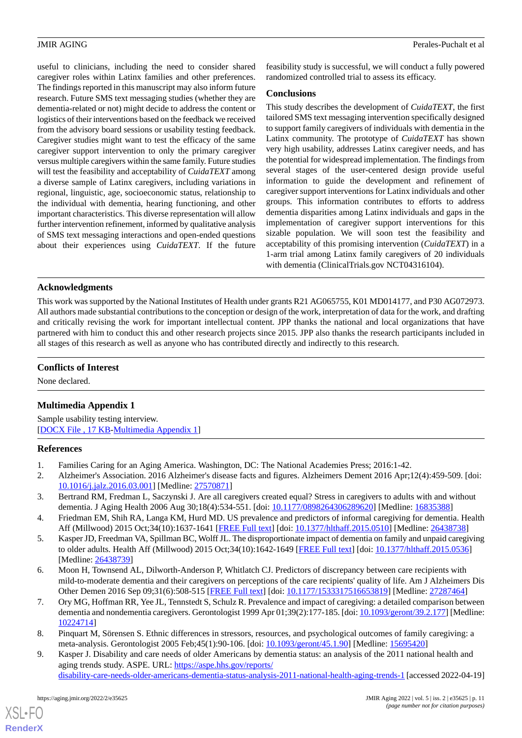useful to clinicians, including the need to consider shared caregiver roles within Latinx families and other preferences. The findings reported in this manuscript may also inform future research. Future SMS text messaging studies (whether they are dementia-related or not) might decide to address the content or logistics of their interventions based on the feedback we received from the advisory board sessions or usability testing feedback. Caregiver studies might want to test the efficacy of the same caregiver support intervention to only the primary caregiver versus multiple caregivers within the same family. Future studies will test the feasibility and acceptability of *CuidaTEXT* among a diverse sample of Latinx caregivers, including variations in regional, linguistic, age, socioeconomic status, relationship to the individual with dementia, hearing functioning, and other important characteristics. This diverse representation will allow further intervention refinement, informed by qualitative analysis of SMS text messaging interactions and open-ended questions about their experiences using *CuidaTEXT*. If the future feasibility study is successful, we will conduct a fully powered randomized controlled trial to assess its efficacy.

### Conclusions

This study describes the development of *CuidaTEXT*, the first tailored SMS text messaging intervention specifically designed to support family caregivers of individuals with dementia in the Latinx community. The prototype of *CuidaTEXT* has shown very high usability, addresses Latinx caregiver needs, and has the potential for widespread implementation. The findings from several stages of the user-centered design provide useful information to guide the development and refinement of caregiver support interventions for Latinx individuals and other groups. This information contributes to efforts to address dementia disparities among Latinx individuals and gaps in the implementation of caregiver support interventions for this sizable population. We will soon test the feasibility and acceptability of this promising intervention (*CuidaTEXT*) in a 1-arm trial among Latinx family caregivers of 20 individuals with dementia (ClinicalTrials.gov NCT04316104).

## Acknowledgments

This work was supported by the National Institutes of Health under grants R21 AG065755, K01 MD014177, and P30 AG072973. All authors made substantial contributions to the conception or design of the work, interpretation of data for the work, and drafting and critically revising the work for important intellectual content. JPP thanks the national and local organizations that have partnered with him to conduct this and other research projects since 2015. JPP also thanks the research participants included in all stages of this research as well as anyone who has contributed directly and indirectly to this research.

## Conflicts of Interest

None declared.

## Multimedia Appendix 1

Sample usability testing interview.
[DOCX File , 17 KB-Multimedia Appendix 1]

## References

1. Families Caring for an Aging America. Washington, DC: The National Academies Press; 2016:1-42.
2. Alzheimer's Association. 2016 Alzheimer's disease facts and figures. Alzheimers Dement 2016 Apr;12(4):459-509. [doi: 10.1016/j.jalz.2016.03.001] [Medline: 27570871]
3. Bertrand RM, Fredman L, Saczynski J. Are all caregivers created equal? Stress in caregivers to adults with and without dementia. J Aging Health 2006 Aug 30;18(4):534-551. [doi: 10.1177/0898264306289620] [Medline: 16835388]
4. Friedman EM, Shih RA, Langa KM, Hurd MD. US prevalence and predictors of informal caregiving for dementia. Health Aff (Millwood) 2015 Oct;34(10):1637-1641 [FREE Full text] [doi: 10.1377/hlthaff.2015.0510] [Medline: 26438738]
5. Kasper JD, Freedman VA, Spillman BC, Wolff JL. The disproportionate impact of dementia on family and unpaid caregiving to older adults. Health Aff (Millwood) 2015 Oct;34(10):1642-1649 [FREE Full text] [doi: 10.1377/hlthaff.2015.0536] [Medline: 26438739]
6. Moon H, Townsend AL, Dilworth-Anderson P, Whitlatch CJ. Predictors of discrepancy between care recipients with mild-to-moderate dementia and their caregivers on perceptions of the care recipients' quality of life. Am J Alzheimers Dis Other Demen 2016 Sep 09;31(6):508-515 [FREE Full text] [doi: 10.1177/1533317516653819] [Medline: 27287464]
7. Ory MG, Hoffman RR, Yee JL, Tennstedt S, Schulz R. Prevalence and impact of caregiving: a detailed comparison between dementia and nondementia caregivers. Gerontologist 1999 Apr 01;39(2):177-185. [doi: 10.1093/geront/39.2.177] [Medline: 10224714]
8. Pinquart M, Sörensen S. Ethnic differences in stressors, resources, and psychological outcomes of family caregiving: a meta-analysis. Gerontologist 2005 Feb;45(1):90-106. [doi: 10.1093/geront/45.1.90] [Medline: 15695420]
9. Kasper J. Disability and care needs of older Americans by dementia status: an analysis of the 2011 national health and aging trends study. ASPE. URL: https://aspe.hhs.gov/reports/disability-care-needs-older-americans-dementia-status-analysis-2011-national-health-aging-trends-1 [accessed 2022-04-19]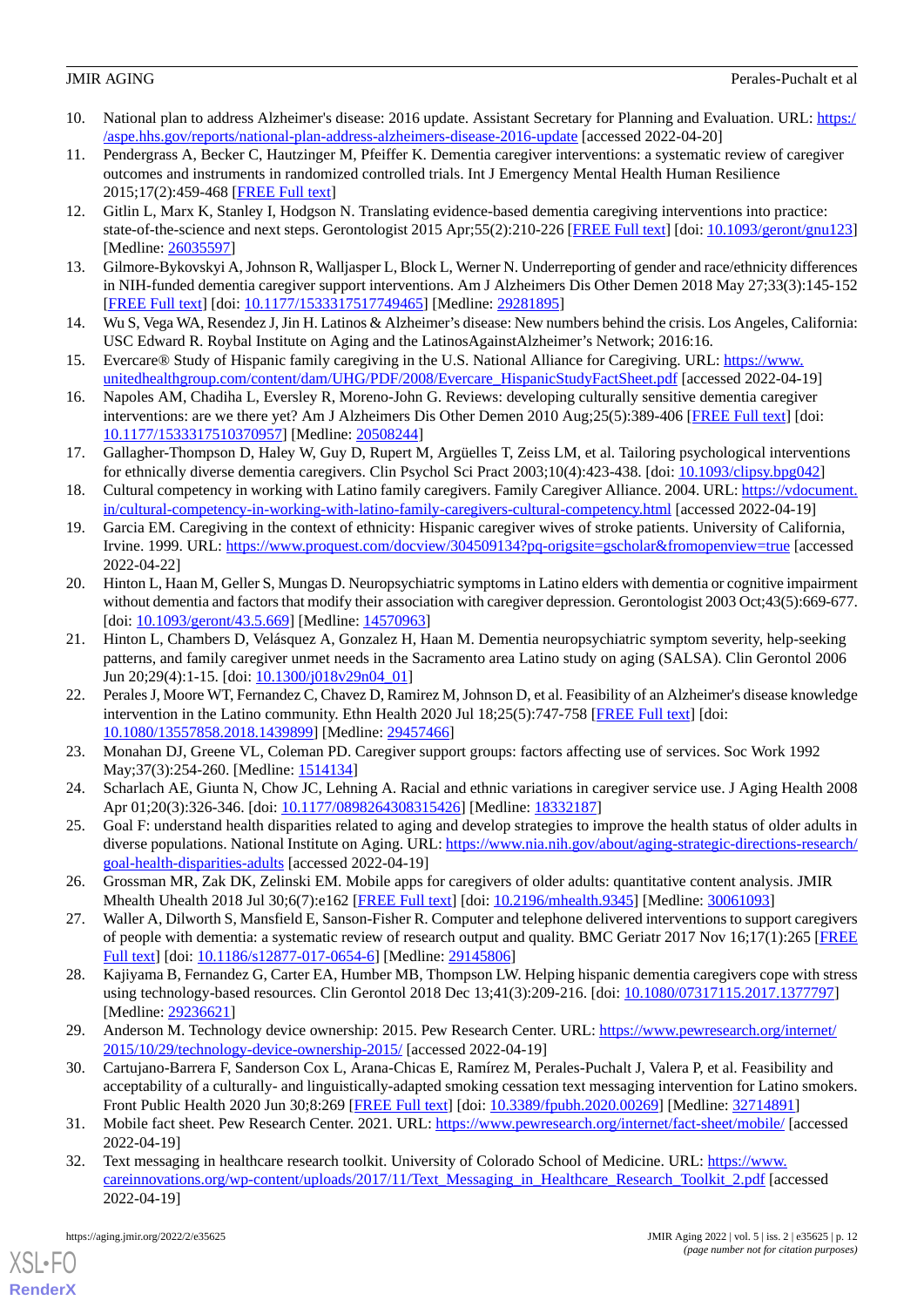10. National plan to address Alzheimer's disease: 2016 update. Assistant Secretary for Planning and Evaluation. URL: https://aspe.hhs.gov/reports/national-plan-address-alzheimers-disease-2016-update [accessed 2022-04-20]
11. Pendergrass A, Becker C, Hautzinger M, Pfeiffer K. Dementia caregiver interventions: a systematic review of caregiver outcomes and instruments in randomized controlled trials. Int J Emergency Mental Health Human Resilience 2015;17(2):459-468 [FREE Full text]
12. Gitlin L, Marx K, Stanley I, Hodgson N. Translating evidence-based dementia caregiving interventions into practice: state-of-the-science and next steps. Gerontologist 2015 Apr;55(2):210-226 [FREE Full text] [doi: 10.1093/geront/gnu123] [Medline: 26035597]
13. Gilmore-Bykovskyi A, Johnson R, Walljasper L, Block L, Werner N. Underreporting of gender and race/ethnicity differences in NIH-funded dementia caregiver support interventions. Am J Alzheimers Dis Other Demen 2018 May 27;33(3):145-152 [FREE Full text] [doi: 10.1177/1533317517749465] [Medline: 29281895]
14. Wu S, Vega WA, Resendez J, Jin H. Latinos & Alzheimer's disease: New numbers behind the crisis. Los Angeles, California: USC Edward R. Roybal Institute on Aging and the LatinosAgainstAlzheimer's Network; 2016:16.
15. Evercare® Study of Hispanic family caregiving in the U.S. National Alliance for Caregiving. URL: https://www.unitedhealthgroup.com/content/dam/UHG/PDF/2008/Evercare_HispanicStudyFactSheet.pdf [accessed 2022-04-19]
16. Napoles AM, Chadiha L, Eversley R, Moreno-John G. Reviews: developing culturally sensitive dementia caregiver interventions: are we there yet? Am J Alzheimers Dis Other Demen 2010 Aug;25(5):389-406 [FREE Full text] [doi: 10.1177/1533317510370957] [Medline: 20508244]
17. Gallagher-Thompson D, Haley W, Guy D, Rupert M, Argüelles T, Zeiss LM, et al. Tailoring psychological interventions for ethnically diverse dementia caregivers. Clin Psychol Sci Pract 2003;10(4):423-438. [doi: 10.1093/clipsy.bpg042]
18. Cultural competency in working with Latino family caregivers. Family Caregiver Alliance. 2004. URL: https://vdocument.in/cultural-competency-in-working-with-latino-family-caregivers-cultural-competency.html [accessed 2022-04-19]
19. Garcia EM. Caregiving in the context of ethnicity: Hispanic caregiver wives of stroke patients. University of California, Irvine. 1999. URL: https://www.proquest.com/docview/304509134?pq-origsite=gscholar&fromopenview=true [accessed 2022-04-22]
20. Hinton L, Haan M, Geller S, Mungas D. Neuropsychiatric symptoms in Latino elders with dementia or cognitive impairment without dementia and factors that modify their association with caregiver depression. Gerontologist 2003 Oct;43(5):669-677. [doi: 10.1093/geront/43.5.669] [Medline: 14570963]
21. Hinton L, Chambers D, Velásquez A, Gonzalez H, Haan M. Dementia neuropsychiatric symptom severity, help-seeking patterns, and family caregiver unmet needs in the Sacramento area Latino study on aging (SALSA). Clin Gerontol 2006 Jun 20;29(4):1-15. [doi: 10.1300/j018v29n04_01]
22. Perales J, Moore WT, Fernandez C, Chavez D, Ramirez M, Johnson D, et al. Feasibility of an Alzheimer's disease knowledge intervention in the Latino community. Ethn Health 2020 Jul 18;25(5):747-758 [FREE Full text] [doi: 10.1080/13557858.2018.1439899] [Medline: 29457466]
23. Monahan DJ, Greene VL, Coleman PD. Caregiver support groups: factors affecting use of services. Soc Work 1992 May;37(3):254-260. [Medline: 1514134]
24. Scharlach AE, Giunta N, Chow JC, Lehning A. Racial and ethnic variations in caregiver service use. J Aging Health 2008 Apr 01;20(3):326-346. [doi: 10.1177/0898264308315426] [Medline: 18332187]
25. Goal F: understand health disparities related to aging and develop strategies to improve the health status of older adults in diverse populations. National Institute on Aging. URL: https://www.nia.nih.gov/about/aging-strategic-directions-research/goal-health-disparities-adults [accessed 2022-04-19]
26. Grossman MR, Zak DK, Zelinski EM. Mobile apps for caregivers of older adults: quantitative content analysis. JMIR Mhealth Uhealth 2018 Jul 30;6(7):e162 [FREE Full text] [doi: 10.2196/mhealth.9345] [Medline: 30061093]
27. Waller A, Dilworth S, Mansfield E, Sanson-Fisher R. Computer and telephone delivered interventions to support caregivers of people with dementia: a systematic review of research output and quality. BMC Geriatr 2017 Nov 16;17(1):265 [FREE Full text] [doi: 10.1186/s12877-017-0654-6] [Medline: 29145806]
28. Kajiyama B, Fernandez G, Carter EA, Humber MB, Thompson LW. Helping hispanic dementia caregivers cope with stress using technology-based resources. Clin Gerontol 2018 Dec 13;41(3):209-216. [doi: 10.1080/07317115.2017.1377797] [Medline: 29236621]
29. Anderson M. Technology device ownership: 2015. Pew Research Center. URL: https://www.pewresearch.org/internet/2015/10/29/technology-device-ownership-2015/ [accessed 2022-04-19]
30. Cartujano-Barrera F, Sanderson Cox L, Arana-Chicas E, Ramírez M, Perales-Puchalt J, Valera P, et al. Feasibility and acceptability of a culturally- and linguistically-adapted smoking cessation text messaging intervention for Latino smokers. Front Public Health 2020 Jun 30;8:269 [FREE Full text] [doi: 10.3389/fpubh.2020.00269] [Medline: 32714891]
31. Mobile fact sheet. Pew Research Center. 2021. URL: https://www.pewresearch.org/internet/fact-sheet/mobile/ [accessed 2022-04-19]
32. Text messaging in healthcare research toolkit. University of Colorado School of Medicine. URL: https://www.careinnovations.org/wp-content/uploads/2017/11/Text_Messaging_in_Healthcare_Research_Toolkit_2.pdf [accessed 2022-04-19]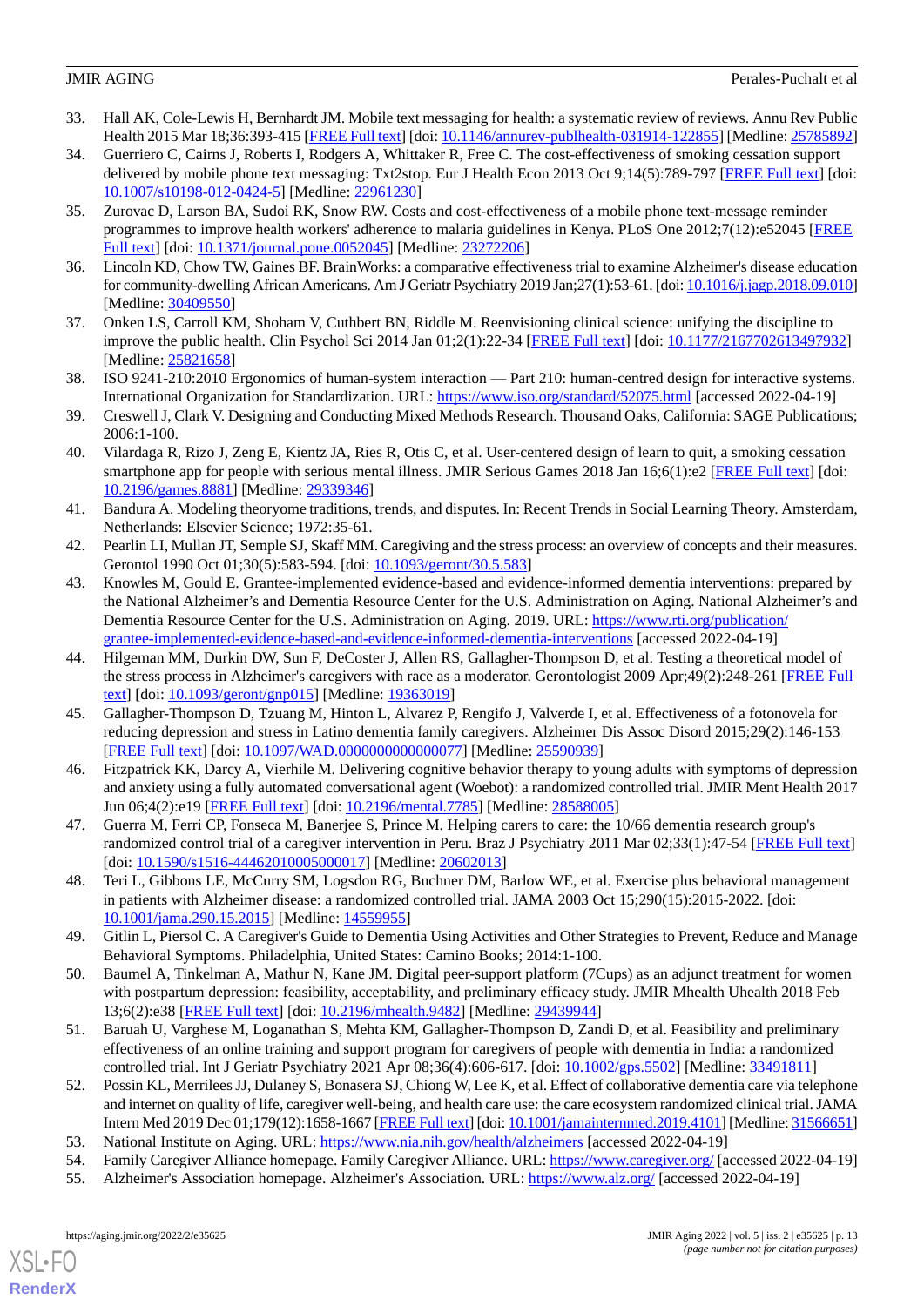33. Hall AK, Cole-Lewis H, Bernhardt JM. Mobile text messaging for health: a systematic review of reviews. Annu Rev Public Health 2015 Mar 18;36:393-415 [FREE Full text] [doi: 10.1146/annurev-publhealth-031914-122855] [Medline: 25785892]
34. Guerriero C, Cairns J, Roberts I, Rodgers A, Whittaker R, Free C. The cost-effectiveness of smoking cessation support delivered by mobile phone text messaging: Txt2stop. Eur J Health Econ 2013 Oct 9;14(5):789-797 [FREE Full text] [doi: 10.1007/s10198-012-0424-5] [Medline: 22961230]
35. Zurovac D, Larson BA, Sudoi RK, Snow RW. Costs and cost-effectiveness of a mobile phone text-message reminder programmes to improve health workers' adherence to malaria guidelines in Kenya. PLoS One 2012;7(12):e52045 [FREE Full text] [doi: 10.1371/journal.pone.0052045] [Medline: 23272206]
36. Lincoln KD, Chow TW, Gaines BF. BrainWorks: a comparative effectiveness trial to examine Alzheimer's disease education for community-dwelling African Americans. Am J Geriatr Psychiatry 2019 Jan;27(1):53-61. [doi: 10.1016/j.jagp.2018.09.010] [Medline: 30409550]
37. Onken LS, Carroll KM, Shoham V, Cuthbert BN, Riddle M. Reenvisioning clinical science: unifying the discipline to improve the public health. Clin Psychol Sci 2014 Jan 01;2(1):22-34 [FREE Full text] [doi: 10.1177/2167702613497932] [Medline: 25821658]
38. ISO 9241-210:2010 Ergonomics of human-system interaction — Part 210: human-centred design for interactive systems. International Organization for Standardization. URL: https://www.iso.org/standard/52075.html [accessed 2022-04-19]
39. Creswell J, Clark V. Designing and Conducting Mixed Methods Research. Thousand Oaks, California: SAGE Publications; 2006:1-100.
40. Vilardaga R, Rizo J, Zeng E, Kientz JA, Ries R, Otis C, et al. User-centered design of learn to quit, a smoking cessation smartphone app for people with serious mental illness. JMIR Serious Games 2018 Jan 16;6(1):e2 [FREE Full text] [doi: 10.2196/games.8881] [Medline: 29339346]
41. Bandura A. Modeling theoryome traditions, trends, and disputes. In: Recent Trends in Social Learning Theory. Amsterdam, Netherlands: Elsevier Science; 1972:35-61.
42. Pearlin LI, Mullan JT, Semple SJ, Skaff MM. Caregiving and the stress process: an overview of concepts and their measures. Gerontol 1990 Oct 01;30(5):583-594. [doi: 10.1093/geront/30.5.583]
43. Knowles M, Gould E. Grantee-implemented evidence-based and evidence-informed dementia interventions: prepared by the National Alzheimer's and Dementia Resource Center for the U.S. Administration on Aging. National Alzheimer's and Dementia Resource Center for the U.S. Administration on Aging. 2019. URL: https://www.rti.org/publication/grantee-implemented-evidence-based-and-evidence-informed-dementia-interventions [accessed 2022-04-19]
44. Hilgeman MM, Durkin DW, Sun F, DeCoster J, Allen RS, Gallagher-Thompson D, et al. Testing a theoretical model of the stress process in Alzheimer's caregivers with race as a moderator. Gerontologist 2009 Apr;49(2):248-261 [FREE Full text] [doi: 10.1093/geront/gnp015] [Medline: 19363019]
45. Gallagher-Thompson D, Tzuang M, Hinton L, Alvarez P, Rengifo J, Valverde I, et al. Effectiveness of a fotonovela for reducing depression and stress in Latino dementia family caregivers. Alzheimer Dis Assoc Disord 2015;29(2):146-153 [FREE Full text] [doi: 10.1097/WAD.0000000000000077] [Medline: 25590939]
46. Fitzpatrick KK, Darcy A, Vierhile M. Delivering cognitive behavior therapy to young adults with symptoms of depression and anxiety using a fully automated conversational agent (Woebot): a randomized controlled trial. JMIR Ment Health 2017 Jun 06;4(2):e19 [FREE Full text] [doi: 10.2196/mental.7785] [Medline: 28588005]
47. Guerra M, Ferri CP, Fonseca M, Banerjee S, Prince M. Helping carers to care: the 10/66 dementia research group's randomized control trial of a caregiver intervention in Peru. Braz J Psychiatry 2011 Mar 02;33(1):47-54 [FREE Full text] [doi: 10.1590/s1516-44462010005000017] [Medline: 20602013]
48. Teri L, Gibbons LE, McCurry SM, Logsdon RG, Buchner DM, Barlow WE, et al. Exercise plus behavioral management in patients with Alzheimer disease: a randomized controlled trial. JAMA 2003 Oct 15;290(15):2015-2022. [doi: 10.1001/jama.290.15.2015] [Medline: 14559955]
49. Gitlin L, Piersol C. A Caregiver's Guide to Dementia Using Activities and Other Strategies to Prevent, Reduce and Manage Behavioral Symptoms. Philadelphia, United States: Camino Books; 2014:1-100.
50. Baumel A, Tinkelman A, Mathur N, Kane JM. Digital peer-support platform (7Cups) as an adjunct treatment for women with postpartum depression: feasibility, acceptability, and preliminary efficacy study. JMIR Mhealth Uhealth 2018 Feb 13;6(2):e38 [FREE Full text] [doi: 10.2196/mhealth.9482] [Medline: 29439944]
51. Baruah U, Varghese M, Loganathan S, Mehta KM, Gallagher-Thompson D, Zandi D, et al. Feasibility and preliminary effectiveness of an online training and support program for caregivers of people with dementia in India: a randomized controlled trial. Int J Geriatr Psychiatry 2021 Apr 08;36(4):606-617. [doi: 10.1002/gps.5502] [Medline: 33491811]
52. Possin KL, Merrilees JJ, Dulaney S, Bonasera SJ, Chiong W, Lee K, et al. Effect of collaborative dementia care via telephone and internet on quality of life, caregiver well-being, and health care use: the care ecosystem randomized clinical trial. JAMA Intern Med 2019 Dec 01;179(12):1658-1667 [FREE Full text] [doi: 10.1001/jamainternmed.2019.4101] [Medline: 31566651]
53. National Institute on Aging. URL: https://www.nia.nih.gov/health/alzheimers [accessed 2022-04-19]
54. Family Caregiver Alliance homepage. Family Caregiver Alliance. URL: https://www.caregiver.org/ [accessed 2022-04-19]
55. Alzheimer's Association homepage. Alzheimer's Association. URL: https://www.alz.org/ [accessed 2022-04-19]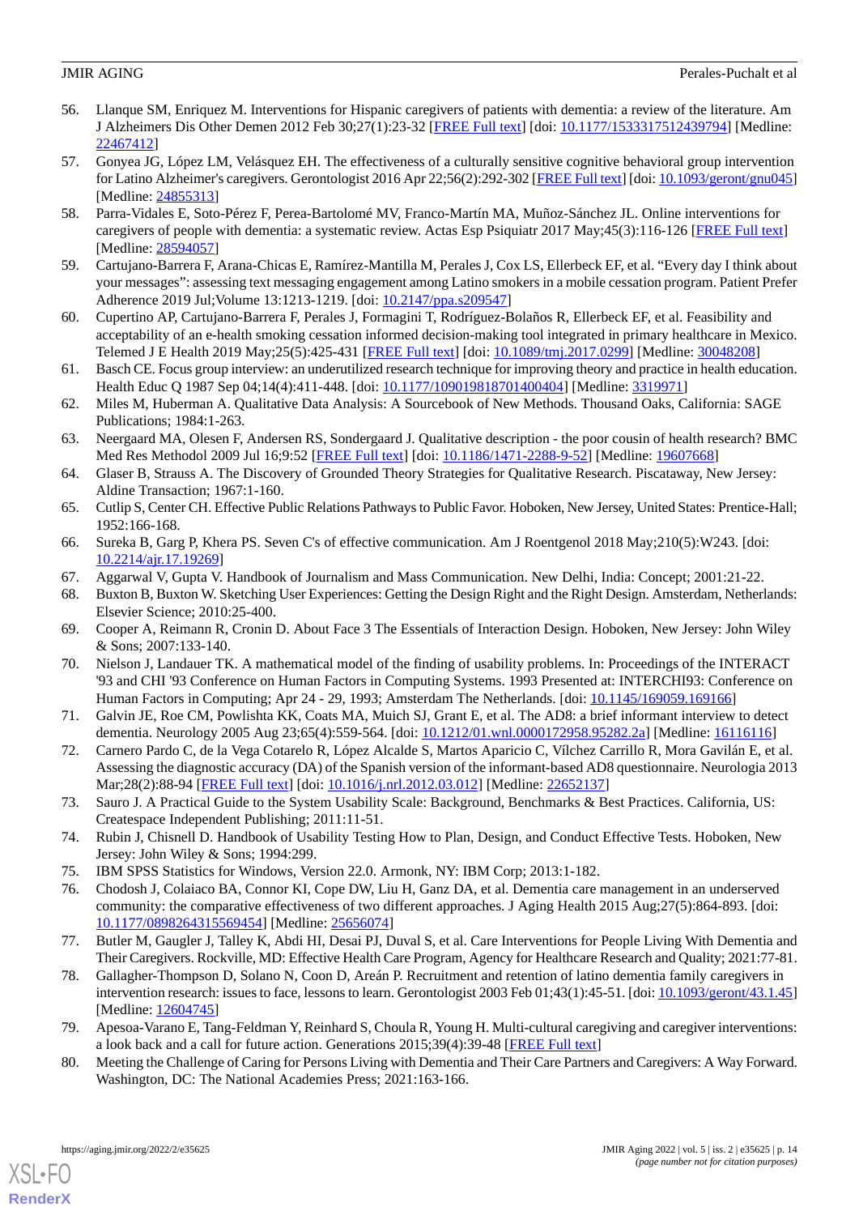56. Llanque SM, Enriquez M. Interventions for Hispanic caregivers of patients with dementia: a review of the literature. Am J Alzheimers Dis Other Demen 2012 Feb 30;27(1):23-32 [FREE Full text] [doi: 10.1177/1533317512439794] [Medline: 22467412]
57. Gonyea JG, López LM, Velásquez EH. The effectiveness of a culturally sensitive cognitive behavioral group intervention for Latino Alzheimer's caregivers. Gerontologist 2016 Apr 22;56(2):292-302 [FREE Full text] [doi: 10.1093/geront/gnu045] [Medline: 24855313]
58. Parra-Vidales E, Soto-Pérez F, Perea-Bartolomé MV, Franco-Martín MA, Muñoz-Sánchez JL. Online interventions for caregivers of people with dementia: a systematic review. Actas Esp Psiquiatr 2017 May;45(3):116-126 [FREE Full text] [Medline: 28594057]
59. Cartujano-Barrera F, Arana-Chicas E, Ramírez-Mantilla M, Perales J, Cox LS, Ellerbeck EF, et al. "Every day I think about your messages": assessing text messaging engagement among Latino smokers in a mobile cessation program. Patient Prefer Adherence 2019 Jul;Volume 13:1213-1219. [doi: 10.2147/ppa.s209547]
60. Cupertino AP, Cartujano-Barrera F, Perales J, Formagini T, Rodríguez-Bolaños R, Ellerbeck EF, et al. Feasibility and acceptability of an e-health smoking cessation informed decision-making tool integrated in primary healthcare in Mexico. Telemed J E Health 2019 May;25(5):425-431 [FREE Full text] [doi: 10.1089/tmj.2017.0299] [Medline: 30048208]
61. Basch CE. Focus group interview: an underutilized research technique for improving theory and practice in health education. Health Educ Q 1987 Sep 04;14(4):411-448. [doi: 10.1177/109019818701400404] [Medline: 3319971]
62. Miles M, Huberman A. Qualitative Data Analysis: A Sourcebook of New Methods. Thousand Oaks, California: SAGE Publications; 1984:1-263.
63. Neergaard MA, Olesen F, Andersen RS, Sondergaard J. Qualitative description - the poor cousin of health research? BMC Med Res Methodol 2009 Jul 16;9:52 [FREE Full text] [doi: 10.1186/1471-2288-9-52] [Medline: 19607668]
64. Glaser B, Strauss A. The Discovery of Grounded Theory Strategies for Qualitative Research. Piscataway, New Jersey: Aldine Transaction; 1967:1-160.
65. Cutlip S, Center CH. Effective Public Relations Pathways to Public Favor. Hoboken, New Jersey, United States: Prentice-Hall; 1952:166-168.
66. Sureka B, Garg P, Khera PS. Seven C's of effective communication. Am J Roentgenol 2018 May;210(5):W243. [doi: 10.2214/ajr.17.19269]
67. Aggarwal V, Gupta V. Handbook of Journalism and Mass Communication. New Delhi, India: Concept; 2001:21-22.
68. Buxton B, Buxton W. Sketching User Experiences: Getting the Design Right and the Right Design. Amsterdam, Netherlands: Elsevier Science; 2010:25-400.
69. Cooper A, Reimann R, Cronin D. About Face 3 The Essentials of Interaction Design. Hoboken, New Jersey: John Wiley & Sons; 2007:133-140.
70. Nielson J, Landauer TK. A mathematical model of the finding of usability problems. In: Proceedings of the INTERACT '93 and CHI '93 Conference on Human Factors in Computing Systems. 1993 Presented at: INTERCHI93: Conference on Human Factors in Computing; Apr 24 - 29, 1993; Amsterdam The Netherlands. [doi: 10.1145/169059.169166]
71. Galvin JE, Roe CM, Powlishta KK, Coats MA, Muich SJ, Grant E, et al. The AD8: a brief informant interview to detect dementia. Neurology 2005 Aug 23;65(4):559-564. [doi: 10.1212/01.wnl.0000172958.95282.2a] [Medline: 16116116]
72. Carnero Pardo C, de la Vega Cotarelo R, López Alcalde S, Martos Aparicio C, Vílchez Carrillo R, Mora Gavilán E, et al. Assessing the diagnostic accuracy (DA) of the Spanish version of the informant-based AD8 questionnaire. Neurologia 2013 Mar;28(2):88-94 [FREE Full text] [doi: 10.1016/j.nrl.2012.03.012] [Medline: 22652137]
73. Sauro J. A Practical Guide to the System Usability Scale: Background, Benchmarks & Best Practices. California, US: Createspace Independent Publishing; 2011:11-51.
74. Rubin J, Chisnell D. Handbook of Usability Testing How to Plan, Design, and Conduct Effective Tests. Hoboken, New Jersey: John Wiley & Sons; 1994:299.
75. IBM SPSS Statistics for Windows, Version 22.0. Armonk, NY: IBM Corp; 2013:1-182.
76. Chodosh J, Colaiaco BA, Connor KI, Cope DW, Liu H, Ganz DA, et al. Dementia care management in an underserved community: the comparative effectiveness of two different approaches. J Aging Health 2015 Aug;27(5):864-893. [doi: 10.1177/0898264315569454] [Medline: 25656074]
77. Butler M, Gaugler J, Talley K, Abdi HI, Desai PJ, Duval S, et al. Care Interventions for People Living With Dementia and Their Caregivers. Rockville, MD: Effective Health Care Program, Agency for Healthcare Research and Quality; 2021:77-81.
78. Gallagher-Thompson D, Solano N, Coon D, Areán P. Recruitment and retention of latino dementia family caregivers in intervention research: issues to face, lessons to learn. Gerontologist 2003 Feb 01;43(1):45-51. [doi: 10.1093/geront/43.1.45] [Medline: 12604745]
79. Apesoa-Varano E, Tang-Feldman Y, Reinhard S, Choula R, Young H. Multi-cultural caregiving and caregiver interventions: a look back and a call for future action. Generations 2015;39(4):39-48 [FREE Full text]
80. Meeting the Challenge of Caring for Persons Living with Dementia and Their Care Partners and Caregivers: A Way Forward. Washington, DC: The National Academies Press; 2021:163-166.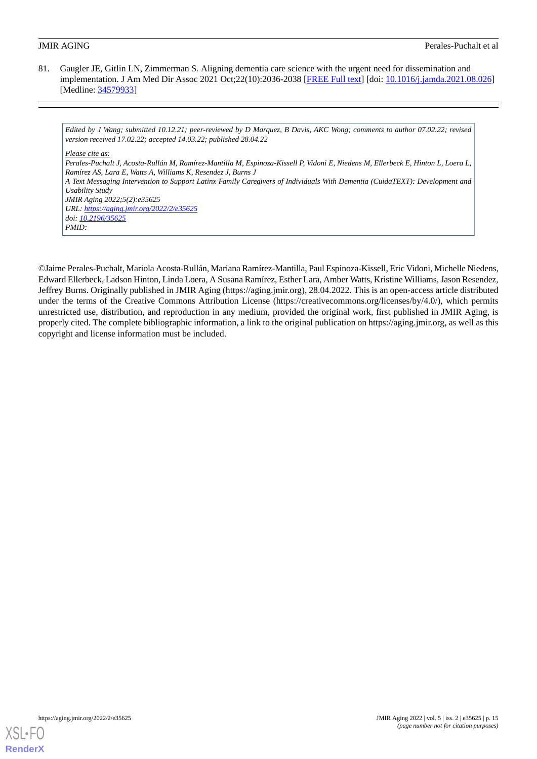81. Gaugler JE, Gitlin LN, Zimmerman S. Aligning dementia care science with the urgent need for dissemination and implementation. J Am Med Dir Assoc 2021 Oct;22(10):2036-2038 [FREE Full text] [doi: 10.1016/j.jamda.2021.08.026] [Medline: 34579933]

---

*Edited by J Wang; submitted 10.12.21; peer-reviewed by D Marquez, B Davis, AKC Wong; comments to author 07.02.22; revised version received 17.02.22; accepted 14.03.22; published 28.04.22*

*Please cite as:*
*Perales-Puchalt J, Acosta-Rullán M, Ramírez-Mantilla M, Espinoza-Kissell P, Vidoni E, Niedens M, Ellerbeck E, Hinton L, Loera L, Ramírez AS, Lara E, Watts A, Williams K, Resendez J, Burns J*
*A Text Messaging Intervention to Support Latinx Family Caregivers of Individuals With Dementia (CuidaTEXT): Development and Usability Study*
*JMIR Aging 2022;5(2):e35625*
*URL: https://aging.jmir.org/2022/2/e35625*
*doi: 10.2196/35625*
*PMID:*

©Jaime Perales-Puchalt, Mariola Acosta-Rullán, Mariana Ramírez-Mantilla, Paul Espinoza-Kissell, Eric Vidoni, Michelle Niedens, Edward Ellerbeck, Ladson Hinton, Linda Loera, A Susana Ramírez, Esther Lara, Amber Watts, Kristine Williams, Jason Resendez, Jeffrey Burns. Originally published in JMIR Aging (https://aging.jmir.org), 28.04.2022. This is an open-access article distributed under the terms of the Creative Commons Attribution License (https://creativecommons.org/licenses/by/4.0/), which permits unrestricted use, distribution, and reproduction in any medium, provided the original work, first published in JMIR Aging, is properly cited. The complete bibliographic information, a link to the original publication on https://aging.jmir.org, as well as this copyright and license information must be included.